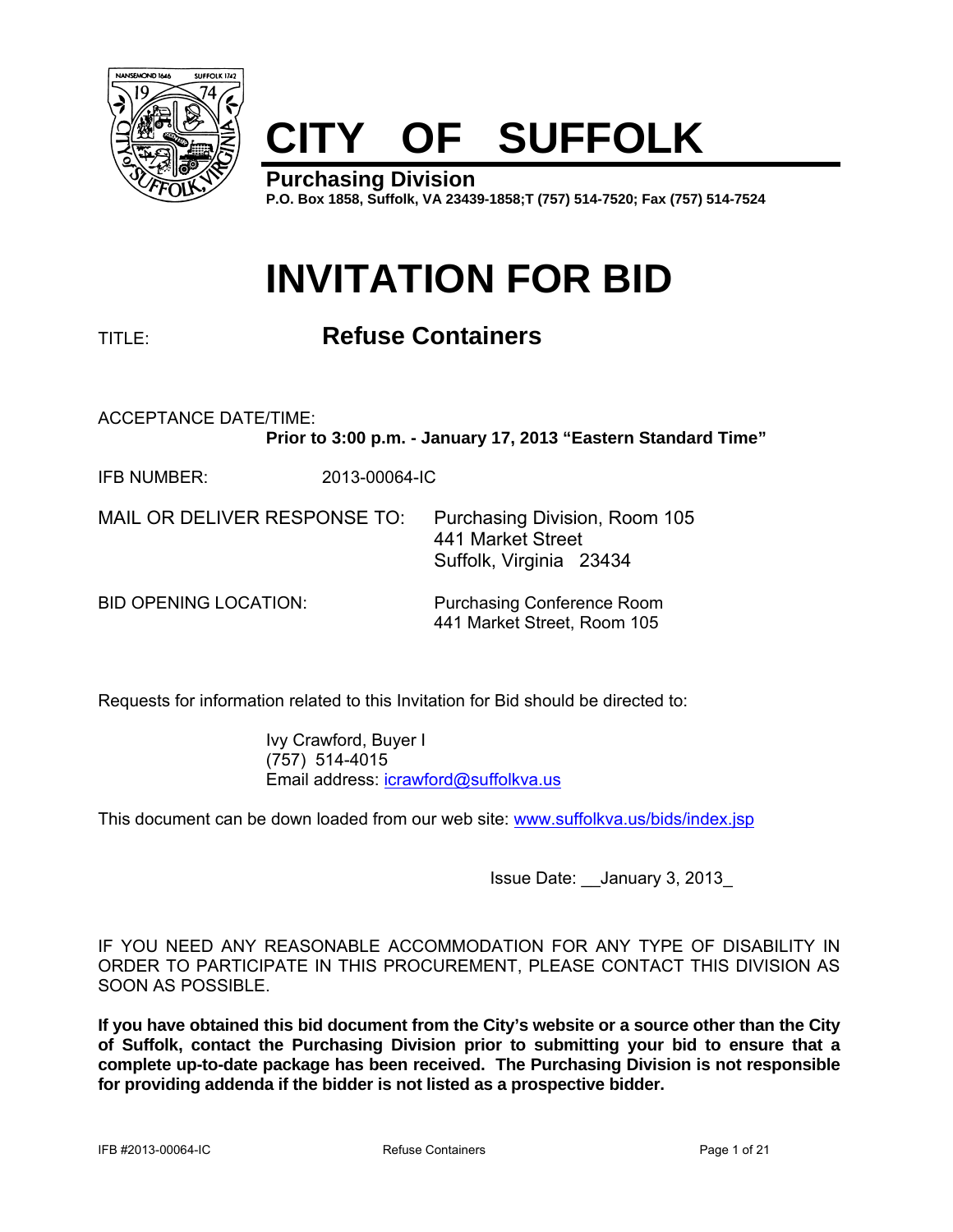# CITY OF SUFFOLK

**Purchasing Division**

**P.O. Box 1858, Suffolk, VA 23439-1858;T (757) 514-7520; Fax (757) 514-7524**

# INVITATION FOR BID

TITLE: **Refuse Containers**

ACCEPTANCE DATE/TIME:

**Prior to 3:00 p.m. - January 17, 2013 "Eastern Standard Time"**

IFB NUMBER: 2013-00064-IC

MAIL OR DELIVER RESPONSE TO: Purchasing Division, Room 105
441 Market Street
Suffolk, Virginia 23434

BID OPENING LOCATION: Purchasing Conference Room
441 Market Street, Room 105

Requests for information related to this Invitation for Bid should be directed to:

Ivy Crawford, Buyer I
(757) 514-4015
Email address: icrawford@suffolkva.us

This document can be down loaded from our web site: www.suffolkva.us/bids/index.jsp

Issue Date: __January 3, 2013_

IF YOU NEED ANY REASONABLE ACCOMMODATION FOR ANY TYPE OF DISABILITY IN ORDER TO PARTICIPATE IN THIS PROCUREMENT, PLEASE CONTACT THIS DIVISION AS SOON AS POSSIBLE.

**If you have obtained this bid document from the City's website or a source other than the City of Suffolk, contact the Purchasing Division prior to submitting your bid to ensure that a complete up-to-date package has been received. The Purchasing Division is not responsible for providing addenda if the bidder is not listed as a prospective bidder.**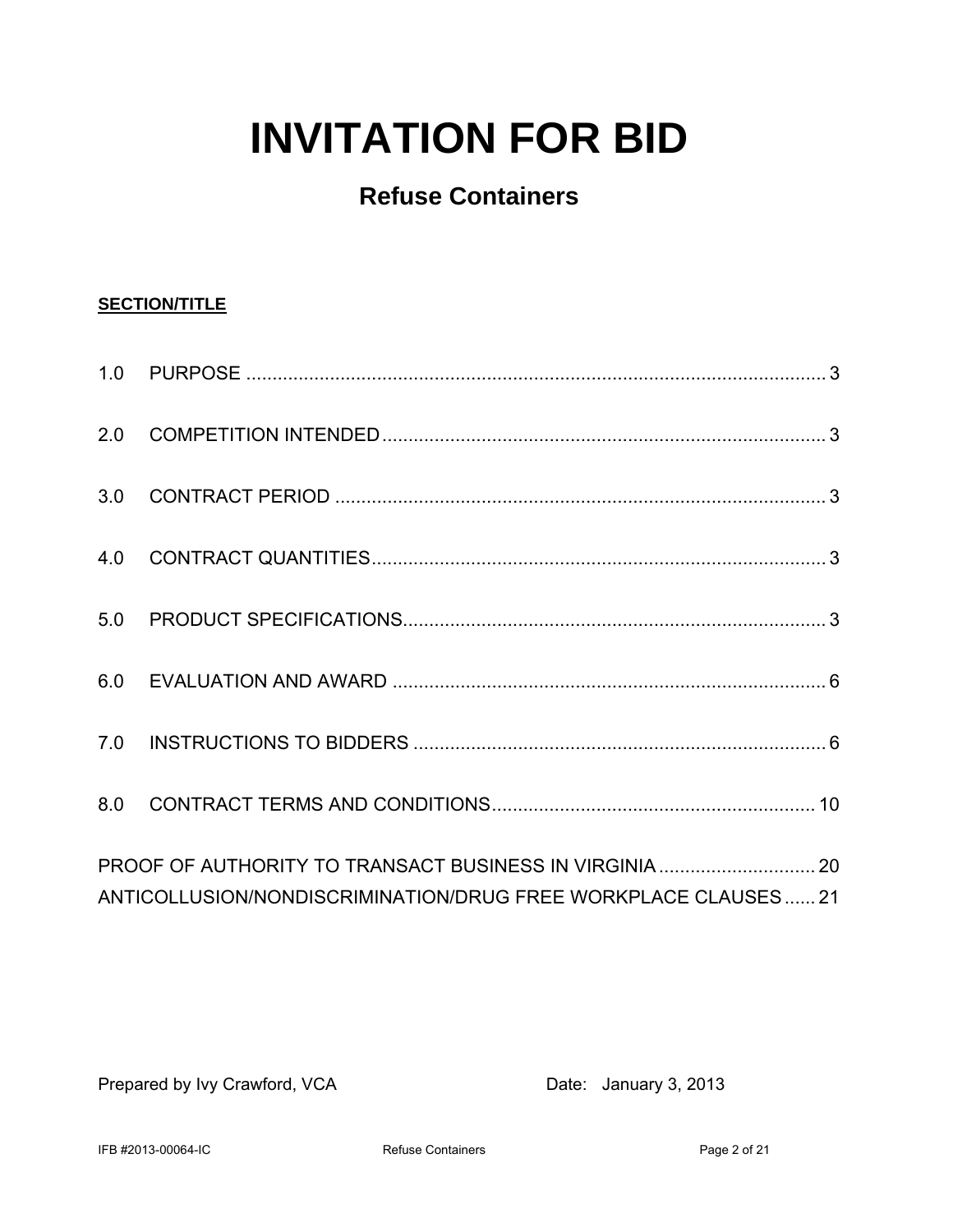# INVITATION FOR BID

## Refuse Containers

**SECTION/TITLE**

1.0 PURPOSE ............................................................................................................. 3

2.0 COMPETITION INTENDED .................................................................................... 3

3.0 CONTRACT PERIOD ............................................................................................. 3

4.0 CONTRACT QUANTITIES ...................................................................................... 3

5.0 PRODUCT SPECIFICATIONS ................................................................................ 3

6.0 EVALUATION AND AWARD .................................................................................. 6

7.0 INSTRUCTIONS TO BIDDERS .............................................................................. 6

8.0 CONTRACT TERMS AND CONDITIONS ............................................................. 10

PROOF OF AUTHORITY TO TRANSACT BUSINESS IN VIRGINIA .............................. 20
ANTICOLLUSION/NONDISCRIMINATION/DRUG FREE WORKPLACE CLAUSES ...... 21

Prepared by Ivy Crawford, VCA    Date: January 3, 2013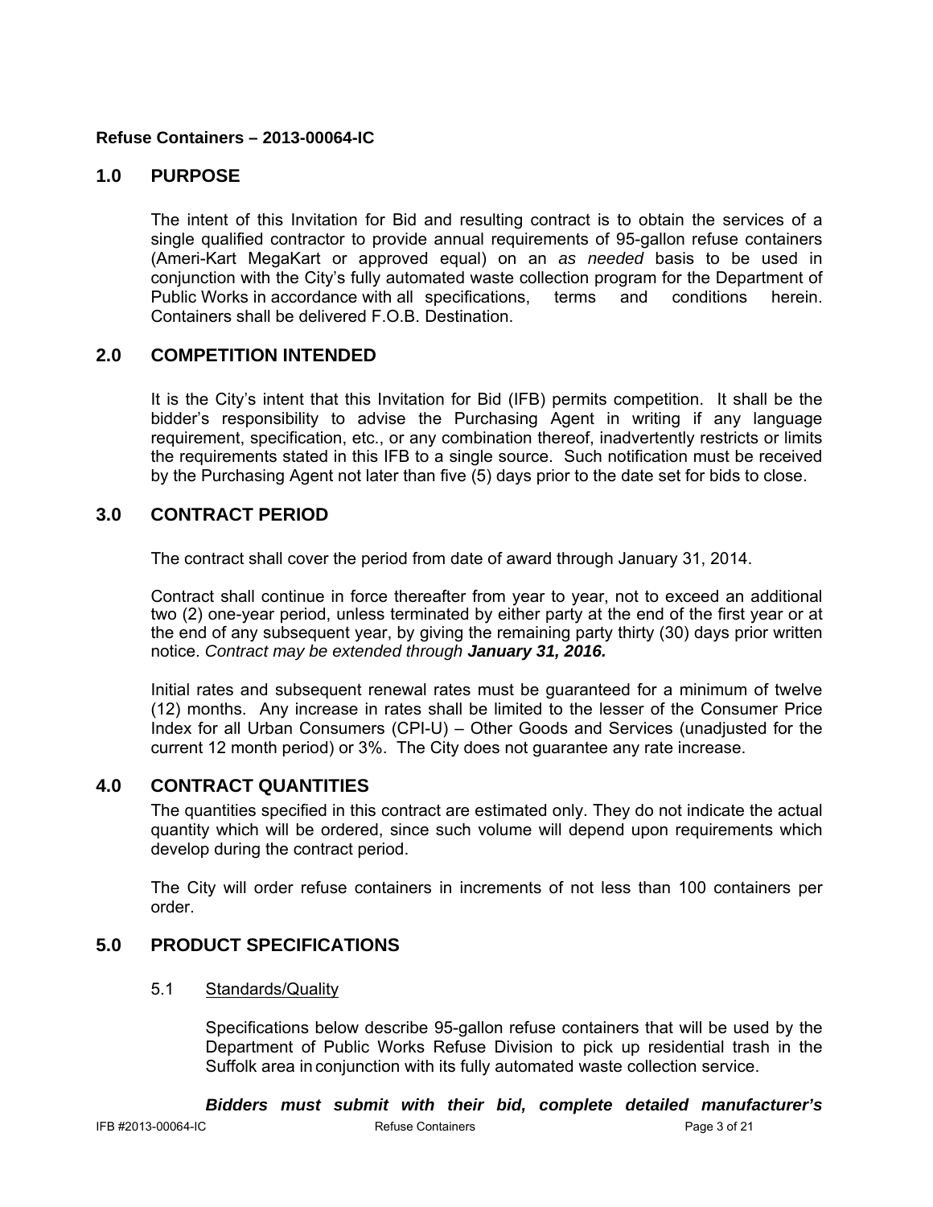**Refuse Containers – 2013-00064-IC**

## 1.0 PURPOSE

The intent of this Invitation for Bid and resulting contract is to obtain the services of a single qualified contractor to provide annual requirements of 95-gallon refuse containers (Ameri-Kart MegaKart or approved equal) on an *as needed* basis to be used in conjunction with the City's fully automated waste collection program for the Department of Public Works in accordance with all specifications, terms and conditions herein. Containers shall be delivered F.O.B. Destination.

## 2.0 COMPETITION INTENDED

It is the City's intent that this Invitation for Bid (IFB) permits competition. It shall be the bidder's responsibility to advise the Purchasing Agent in writing if any language requirement, specification, etc., or any combination thereof, inadvertently restricts or limits the requirements stated in this IFB to a single source. Such notification must be received by the Purchasing Agent not later than five (5) days prior to the date set for bids to close.

## 3.0 CONTRACT PERIOD

The contract shall cover the period from date of award through January 31, 2014.

Contract shall continue in force thereafter from year to year, not to exceed an additional two (2) one-year period, unless terminated by either party at the end of the first year or at the end of any subsequent year, by giving the remaining party thirty (30) days prior written notice. *Contract may be extended through* ***January 31, 2016.***

Initial rates and subsequent renewal rates must be guaranteed for a minimum of twelve (12) months. Any increase in rates shall be limited to the lesser of the Consumer Price Index for all Urban Consumers (CPI-U) – Other Goods and Services (unadjusted for the current 12 month period) or 3%. The City does not guarantee any rate increase.

## 4.0 CONTRACT QUANTITIES

The quantities specified in this contract are estimated only. They do not indicate the actual quantity which will be ordered, since such volume will depend upon requirements which develop during the contract period.

The City will order refuse containers in increments of not less than 100 containers per order.

## 5.0 PRODUCT SPECIFICATIONS

### 5.1 Standards/Quality

Specifications below describe 95-gallon refuse containers that will be used by the Department of Public Works Refuse Division to pick up residential trash in the Suffolk area in conjunction with its fully automated waste collection service.

***Bidders must submit with their bid, complete detailed manufacturer's***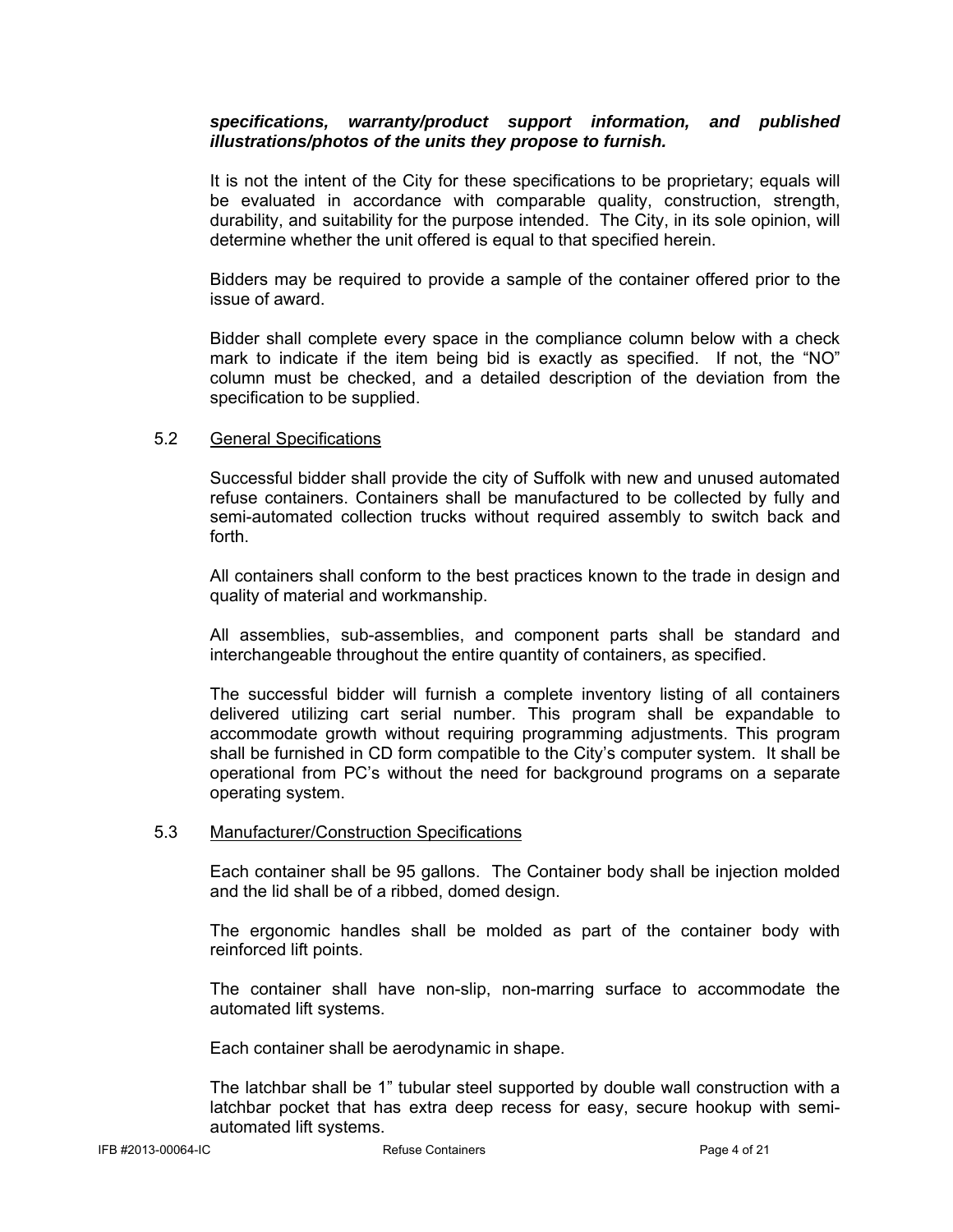***specifications, warranty/product support information, and published illustrations/photos of the units they propose to furnish.***

It is not the intent of the City for these specifications to be proprietary; equals will be evaluated in accordance with comparable quality, construction, strength, durability, and suitability for the purpose intended. The City, in its sole opinion, will determine whether the unit offered is equal to that specified herein.

Bidders may be required to provide a sample of the container offered prior to the issue of award.

Bidder shall complete every space in the compliance column below with a check mark to indicate if the item being bid is exactly as specified. If not, the "NO" column must be checked, and a detailed description of the deviation from the specification to be supplied.

5.2 General Specifications

Successful bidder shall provide the city of Suffolk with new and unused automated refuse containers. Containers shall be manufactured to be collected by fully and semi-automated collection trucks without required assembly to switch back and forth.

All containers shall conform to the best practices known to the trade in design and quality of material and workmanship.

All assemblies, sub-assemblies, and component parts shall be standard and interchangeable throughout the entire quantity of containers, as specified.

The successful bidder will furnish a complete inventory listing of all containers delivered utilizing cart serial number. This program shall be expandable to accommodate growth without requiring programming adjustments. This program shall be furnished in CD form compatible to the City's computer system. It shall be operational from PC's without the need for background programs on a separate operating system.

5.3 Manufacturer/Construction Specifications

Each container shall be 95 gallons. The Container body shall be injection molded and the lid shall be of a ribbed, domed design.

The ergonomic handles shall be molded as part of the container body with reinforced lift points.

The container shall have non-slip, non-marring surface to accommodate the automated lift systems.

Each container shall be aerodynamic in shape.

The latchbar shall be 1" tubular steel supported by double wall construction with a latchbar pocket that has extra deep recess for easy, secure hookup with semi-automated lift systems.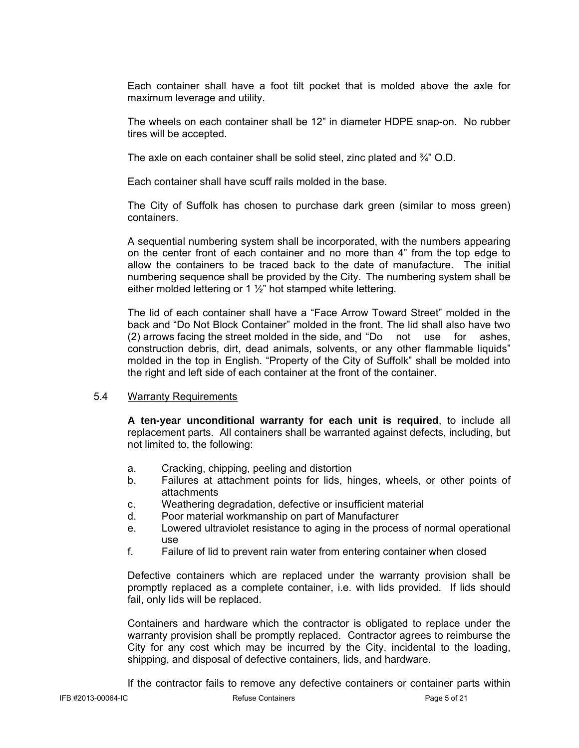Each container shall have a foot tilt pocket that is molded above the axle for maximum leverage and utility.

The wheels on each container shall be 12" in diameter HDPE snap-on. No rubber tires will be accepted.

The axle on each container shall be solid steel, zinc plated and ¾" O.D.

Each container shall have scuff rails molded in the base.

The City of Suffolk has chosen to purchase dark green (similar to moss green) containers.

A sequential numbering system shall be incorporated, with the numbers appearing on the center front of each container and no more than 4" from the top edge to allow the containers to be traced back to the date of manufacture. The initial numbering sequence shall be provided by the City. The numbering system shall be either molded lettering or 1 ½" hot stamped white lettering.

The lid of each container shall have a "Face Arrow Toward Street" molded in the back and "Do Not Block Container" molded in the front. The lid shall also have two (2) arrows facing the street molded in the side, and "Do not use for ashes, construction debris, dirt, dead animals, solvents, or any other flammable liquids" molded in the top in English. "Property of the City of Suffolk" shall be molded into the right and left side of each container at the front of the container.

### 5.4 Warranty Requirements

**A ten-year unconditional warranty for each unit is required**, to include all replacement parts. All containers shall be warranted against defects, including, but not limited to, the following:

a. Cracking, chipping, peeling and distortion
b. Failures at attachment points for lids, hinges, wheels, or other points of attachments
c. Weathering degradation, defective or insufficient material
d. Poor material workmanship on part of Manufacturer
e. Lowered ultraviolet resistance to aging in the process of normal operational use
f. Failure of lid to prevent rain water from entering container when closed

Defective containers which are replaced under the warranty provision shall be promptly replaced as a complete container, i.e. with lids provided. If lids should fail, only lids will be replaced.

Containers and hardware which the contractor is obligated to replace under the warranty provision shall be promptly replaced. Contractor agrees to reimburse the City for any cost which may be incurred by the City, incidental to the loading, shipping, and disposal of defective containers, lids, and hardware.

If the contractor fails to remove any defective containers or container parts within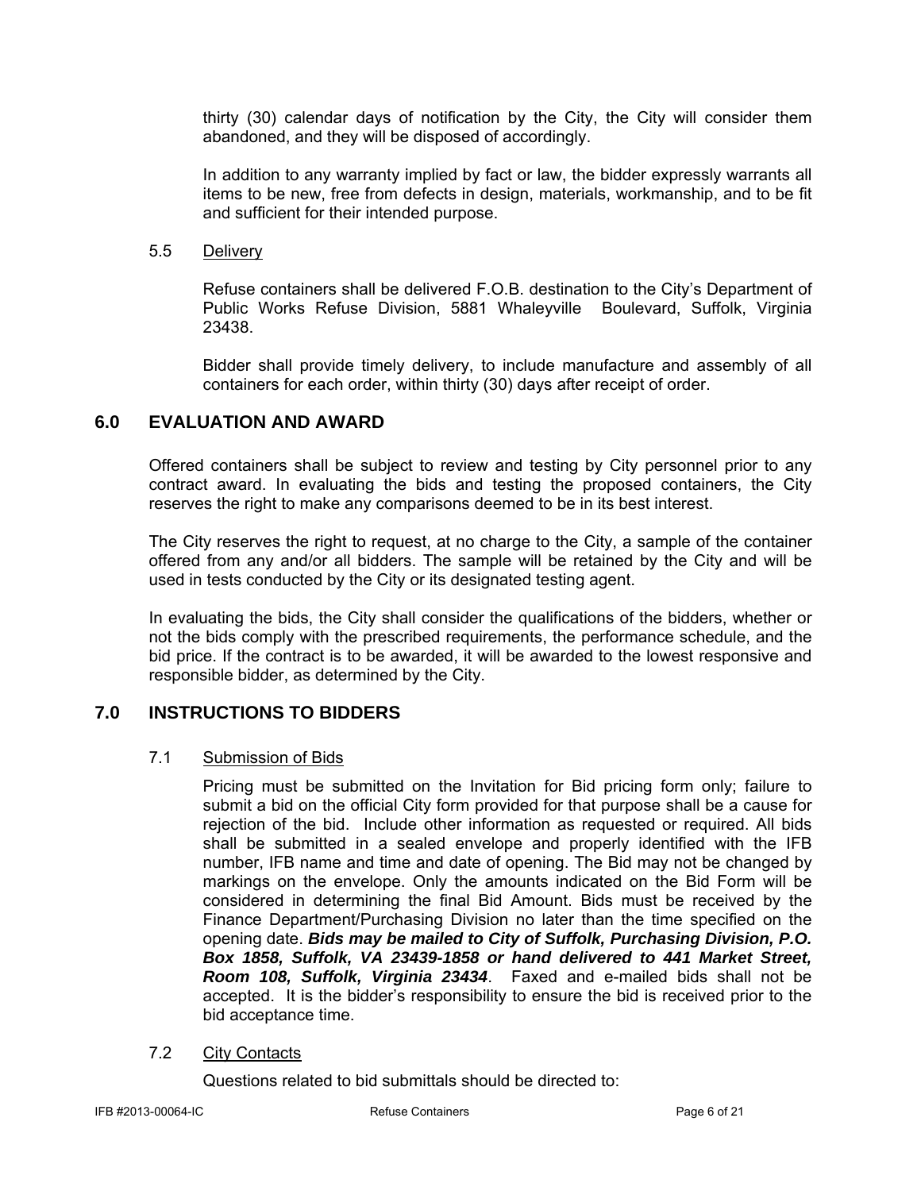thirty (30) calendar days of notification by the City, the City will consider them abandoned, and they will be disposed of accordingly.

In addition to any warranty implied by fact or law, the bidder expressly warrants all items to be new, free from defects in design, materials, workmanship, and to be fit and sufficient for their intended purpose.

### 5.5 Delivery

Refuse containers shall be delivered F.O.B. destination to the City's Department of Public Works Refuse Division, 5881 Whaleyville Boulevard, Suffolk, Virginia 23438.

Bidder shall provide timely delivery, to include manufacture and assembly of all containers for each order, within thirty (30) days after receipt of order.

## 6.0 EVALUATION AND AWARD

Offered containers shall be subject to review and testing by City personnel prior to any contract award. In evaluating the bids and testing the proposed containers, the City reserves the right to make any comparisons deemed to be in its best interest.

The City reserves the right to request, at no charge to the City, a sample of the container offered from any and/or all bidders. The sample will be retained by the City and will be used in tests conducted by the City or its designated testing agent.

In evaluating the bids, the City shall consider the qualifications of the bidders, whether or not the bids comply with the prescribed requirements, the performance schedule, and the bid price. If the contract is to be awarded, it will be awarded to the lowest responsive and responsible bidder, as determined by the City.

## 7.0 INSTRUCTIONS TO BIDDERS

### 7.1 Submission of Bids

Pricing must be submitted on the Invitation for Bid pricing form only; failure to submit a bid on the official City form provided for that purpose shall be a cause for rejection of the bid. Include other information as requested or required. All bids shall be submitted in a sealed envelope and properly identified with the IFB number, IFB name and time and date of opening. The Bid may not be changed by markings on the envelope. Only the amounts indicated on the Bid Form will be considered in determining the final Bid Amount. Bids must be received by the Finance Department/Purchasing Division no later than the time specified on the opening date. ***Bids may be mailed to City of Suffolk, Purchasing Division, P.O. Box 1858, Suffolk, VA 23439-1858 or hand delivered to 441 Market Street, Room 108, Suffolk, Virginia 23434***. Faxed and e-mailed bids shall not be accepted. It is the bidder's responsibility to ensure the bid is received prior to the bid acceptance time.

### 7.2 City Contacts

Questions related to bid submittals should be directed to: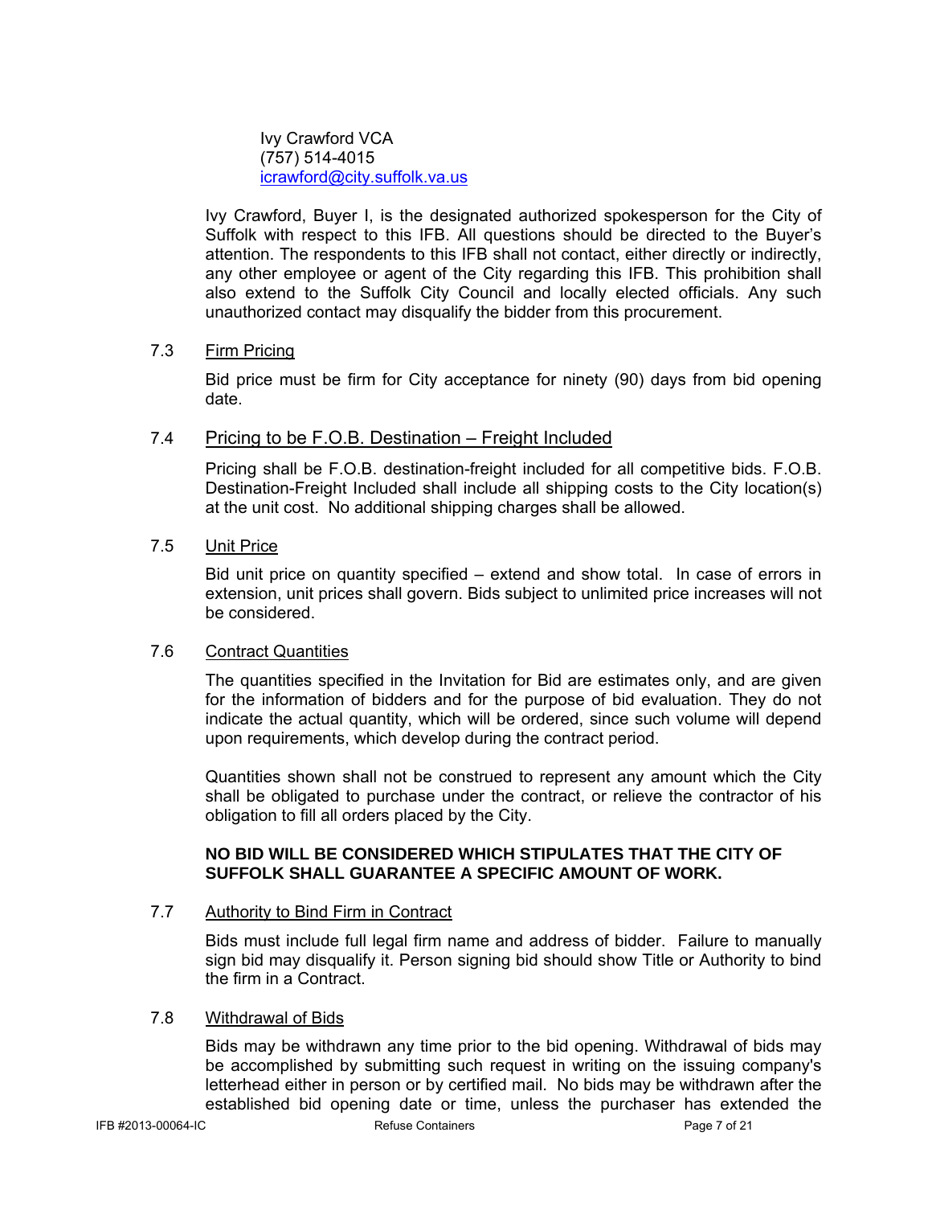Ivy Crawford VCA
(757) 514-4015
icrawford@city.suffolk.va.us

Ivy Crawford, Buyer I, is the designated authorized spokesperson for the City of Suffolk with respect to this IFB. All questions should be directed to the Buyer's attention. The respondents to this IFB shall not contact, either directly or indirectly, any other employee or agent of the City regarding this IFB. This prohibition shall also extend to the Suffolk City Council and locally elected officials. Any such unauthorized contact may disqualify the bidder from this procurement.

### 7.3 Firm Pricing

Bid price must be firm for City acceptance for ninety (90) days from bid opening date.

### 7.4 Pricing to be F.O.B. Destination – Freight Included

Pricing shall be F.O.B. destination-freight included for all competitive bids. F.O.B. Destination-Freight Included shall include all shipping costs to the City location(s) at the unit cost. No additional shipping charges shall be allowed.

### 7.5 Unit Price

Bid unit price on quantity specified – extend and show total. In case of errors in extension, unit prices shall govern. Bids subject to unlimited price increases will not be considered.

### 7.6 Contract Quantities

The quantities specified in the Invitation for Bid are estimates only, and are given for the information of bidders and for the purpose of bid evaluation. They do not indicate the actual quantity, which will be ordered, since such volume will depend upon requirements, which develop during the contract period.

Quantities shown shall not be construed to represent any amount which the City shall be obligated to purchase under the contract, or relieve the contractor of his obligation to fill all orders placed by the City.

**NO BID WILL BE CONSIDERED WHICH STIPULATES THAT THE CITY OF SUFFOLK SHALL GUARANTEE A SPECIFIC AMOUNT OF WORK.**

### 7.7 Authority to Bind Firm in Contract

Bids must include full legal firm name and address of bidder. Failure to manually sign bid may disqualify it. Person signing bid should show Title or Authority to bind the firm in a Contract.

### 7.8 Withdrawal of Bids

Bids may be withdrawn any time prior to the bid opening. Withdrawal of bids may be accomplished by submitting such request in writing on the issuing company's letterhead either in person or by certified mail. No bids may be withdrawn after the established bid opening date or time, unless the purchaser has extended the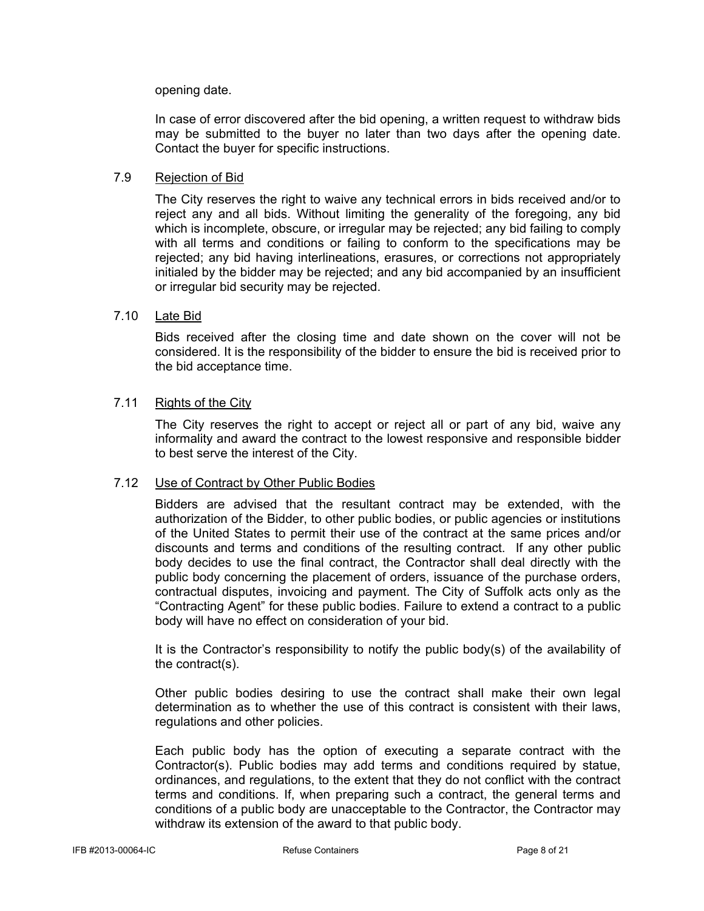opening date.

In case of error discovered after the bid opening, a written request to withdraw bids may be submitted to the buyer no later than two days after the opening date. Contact the buyer for specific instructions.

7.9 Rejection of Bid

The City reserves the right to waive any technical errors in bids received and/or to reject any and all bids. Without limiting the generality of the foregoing, any bid which is incomplete, obscure, or irregular may be rejected; any bid failing to comply with all terms and conditions or failing to conform to the specifications may be rejected; any bid having interlineations, erasures, or corrections not appropriately initialed by the bidder may be rejected; and any bid accompanied by an insufficient or irregular bid security may be rejected.

7.10 Late Bid

Bids received after the closing time and date shown on the cover will not be considered. It is the responsibility of the bidder to ensure the bid is received prior to the bid acceptance time.

7.11 Rights of the City

The City reserves the right to accept or reject all or part of any bid, waive any informality and award the contract to the lowest responsive and responsible bidder to best serve the interest of the City.

7.12 Use of Contract by Other Public Bodies

Bidders are advised that the resultant contract may be extended, with the authorization of the Bidder, to other public bodies, or public agencies or institutions of the United States to permit their use of the contract at the same prices and/or discounts and terms and conditions of the resulting contract. If any other public body decides to use the final contract, the Contractor shall deal directly with the public body concerning the placement of orders, issuance of the purchase orders, contractual disputes, invoicing and payment. The City of Suffolk acts only as the "Contracting Agent" for these public bodies. Failure to extend a contract to a public body will have no effect on consideration of your bid.

It is the Contractor's responsibility to notify the public body(s) of the availability of the contract(s).

Other public bodies desiring to use the contract shall make their own legal determination as to whether the use of this contract is consistent with their laws, regulations and other policies.

Each public body has the option of executing a separate contract with the Contractor(s). Public bodies may add terms and conditions required by statue, ordinances, and regulations, to the extent that they do not conflict with the contract terms and conditions. If, when preparing such a contract, the general terms and conditions of a public body are unacceptable to the Contractor, the Contractor may withdraw its extension of the award to that public body.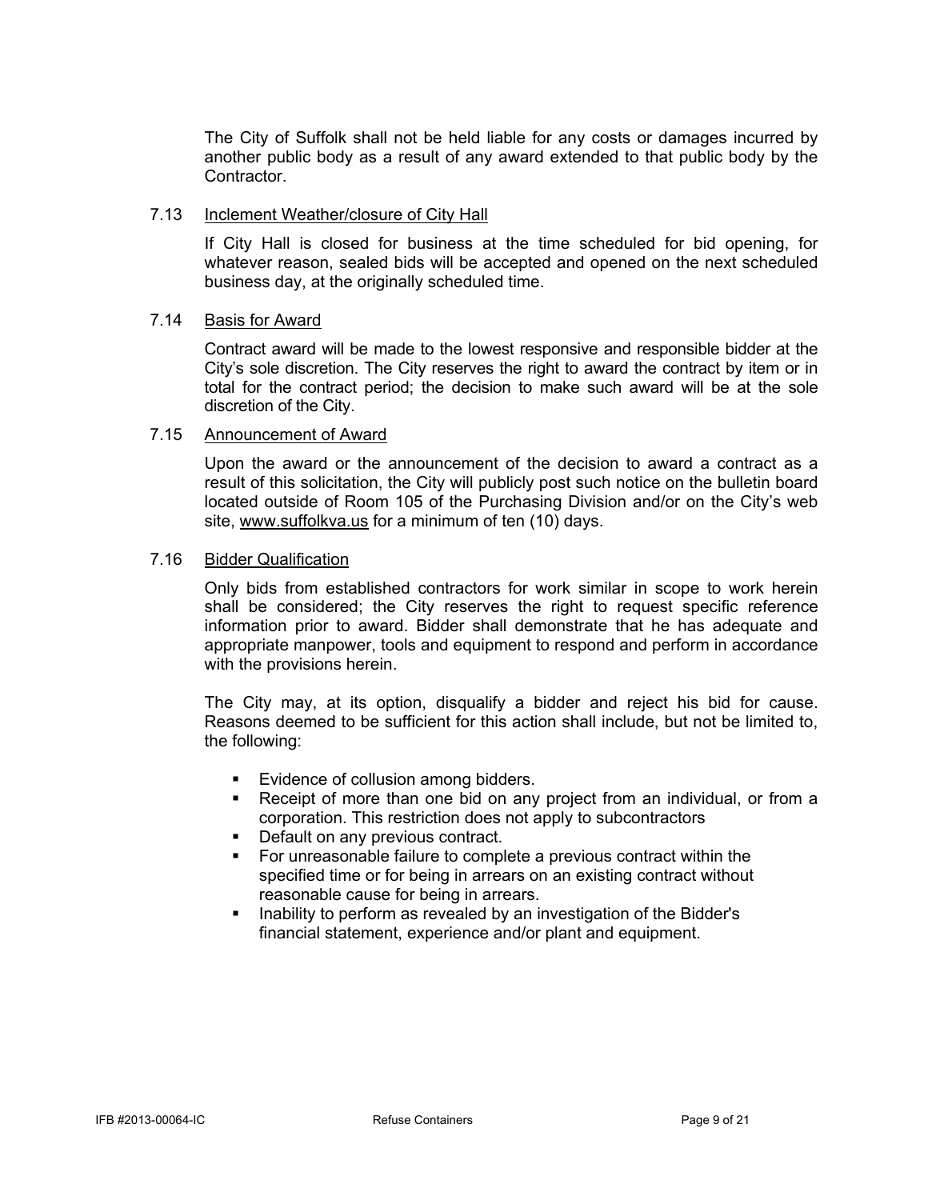The City of Suffolk shall not be held liable for any costs or damages incurred by another public body as a result of any award extended to that public body by the Contractor.

### 7.13 Inclement Weather/closure of City Hall

If City Hall is closed for business at the time scheduled for bid opening, for whatever reason, sealed bids will be accepted and opened on the next scheduled business day, at the originally scheduled time.

### 7.14 Basis for Award

Contract award will be made to the lowest responsive and responsible bidder at the City's sole discretion. The City reserves the right to award the contract by item or in total for the contract period; the decision to make such award will be at the sole discretion of the City.

### 7.15 Announcement of Award

Upon the award or the announcement of the decision to award a contract as a result of this solicitation, the City will publicly post such notice on the bulletin board located outside of Room 105 of the Purchasing Division and/or on the City's web site, www.suffolkva.us for a minimum of ten (10) days.

### 7.16 Bidder Qualification

Only bids from established contractors for work similar in scope to work herein shall be considered; the City reserves the right to request specific reference information prior to award. Bidder shall demonstrate that he has adequate and appropriate manpower, tools and equipment to respond and perform in accordance with the provisions herein.

The City may, at its option, disqualify a bidder and reject his bid for cause. Reasons deemed to be sufficient for this action shall include, but not be limited to, the following:

- Evidence of collusion among bidders.
- Receipt of more than one bid on any project from an individual, or from a corporation. This restriction does not apply to subcontractors
- Default on any previous contract.
- For unreasonable failure to complete a previous contract within the specified time or for being in arrears on an existing contract without reasonable cause for being in arrears.
- Inability to perform as revealed by an investigation of the Bidder's financial statement, experience and/or plant and equipment.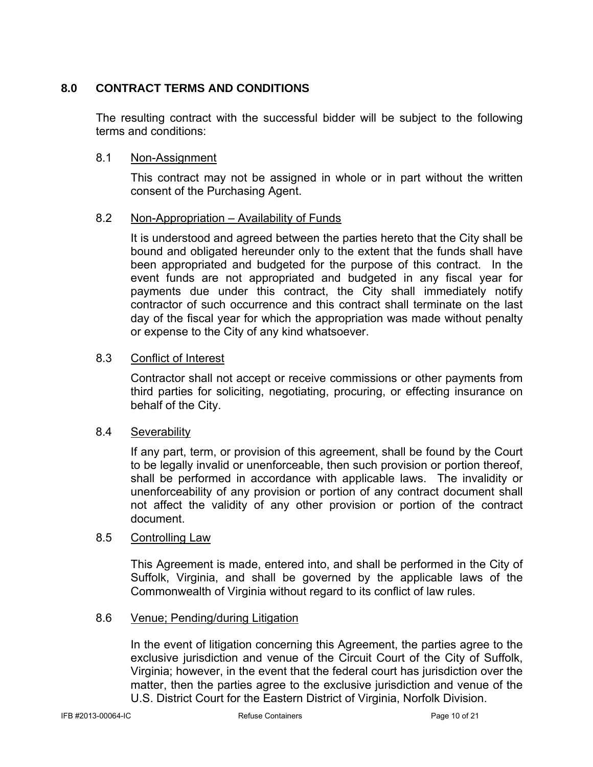## 8.0 CONTRACT TERMS AND CONDITIONS

The resulting contract with the successful bidder will be subject to the following terms and conditions:

### 8.1 Non-Assignment

This contract may not be assigned in whole or in part without the written consent of the Purchasing Agent.

### 8.2 Non-Appropriation – Availability of Funds

It is understood and agreed between the parties hereto that the City shall be bound and obligated hereunder only to the extent that the funds shall have been appropriated and budgeted for the purpose of this contract. In the event funds are not appropriated and budgeted in any fiscal year for payments due under this contract, the City shall immediately notify contractor of such occurrence and this contract shall terminate on the last day of the fiscal year for which the appropriation was made without penalty or expense to the City of any kind whatsoever.

### 8.3 Conflict of Interest

Contractor shall not accept or receive commissions or other payments from third parties for soliciting, negotiating, procuring, or effecting insurance on behalf of the City.

### 8.4 Severability

If any part, term, or provision of this agreement, shall be found by the Court to be legally invalid or unenforceable, then such provision or portion thereof, shall be performed in accordance with applicable laws. The invalidity or unenforceability of any provision or portion of any contract document shall not affect the validity of any other provision or portion of the contract document.

### 8.5 Controlling Law

This Agreement is made, entered into, and shall be performed in the City of Suffolk, Virginia, and shall be governed by the applicable laws of the Commonwealth of Virginia without regard to its conflict of law rules.

### 8.6 Venue; Pending/during Litigation

In the event of litigation concerning this Agreement, the parties agree to the exclusive jurisdiction and venue of the Circuit Court of the City of Suffolk, Virginia; however, in the event that the federal court has jurisdiction over the matter, then the parties agree to the exclusive jurisdiction and venue of the U.S. District Court for the Eastern District of Virginia, Norfolk Division.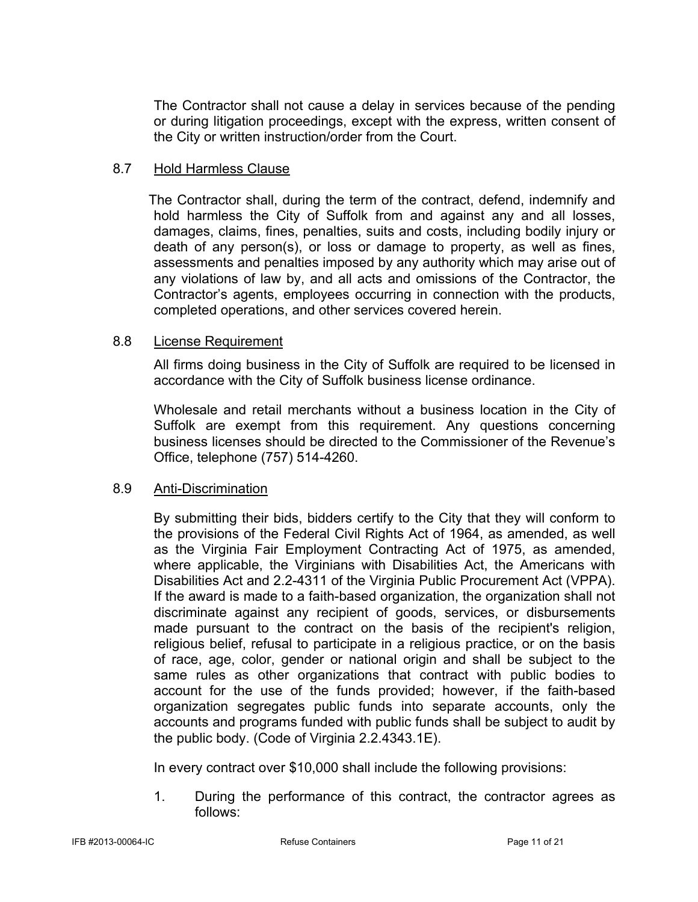The Contractor shall not cause a delay in services because of the pending or during litigation proceedings, except with the express, written consent of the City or written instruction/order from the Court.

8.7 Hold Harmless Clause

The Contractor shall, during the term of the contract, defend, indemnify and hold harmless the City of Suffolk from and against any and all losses, damages, claims, fines, penalties, suits and costs, including bodily injury or death of any person(s), or loss or damage to property, as well as fines, assessments and penalties imposed by any authority which may arise out of any violations of law by, and all acts and omissions of the Contractor, the Contractor's agents, employees occurring in connection with the products, completed operations, and other services covered herein.

8.8 License Requirement

All firms doing business in the City of Suffolk are required to be licensed in accordance with the City of Suffolk business license ordinance.

Wholesale and retail merchants without a business location in the City of Suffolk are exempt from this requirement. Any questions concerning business licenses should be directed to the Commissioner of the Revenue's Office, telephone (757) 514-4260.

8.9 Anti-Discrimination

By submitting their bids, bidders certify to the City that they will conform to the provisions of the Federal Civil Rights Act of 1964, as amended, as well as the Virginia Fair Employment Contracting Act of 1975, as amended, where applicable, the Virginians with Disabilities Act, the Americans with Disabilities Act and 2.2-4311 of the Virginia Public Procurement Act (VPPA). If the award is made to a faith-based organization, the organization shall not discriminate against any recipient of goods, services, or disbursements made pursuant to the contract on the basis of the recipient's religion, religious belief, refusal to participate in a religious practice, or on the basis of race, age, color, gender or national origin and shall be subject to the same rules as other organizations that contract with public bodies to account for the use of the funds provided; however, if the faith-based organization segregates public funds into separate accounts, only the accounts and programs funded with public funds shall be subject to audit by the public body. (Code of Virginia 2.2.4343.1E).

In every contract over $10,000 shall include the following provisions:

1. During the performance of this contract, the contractor agrees as follows: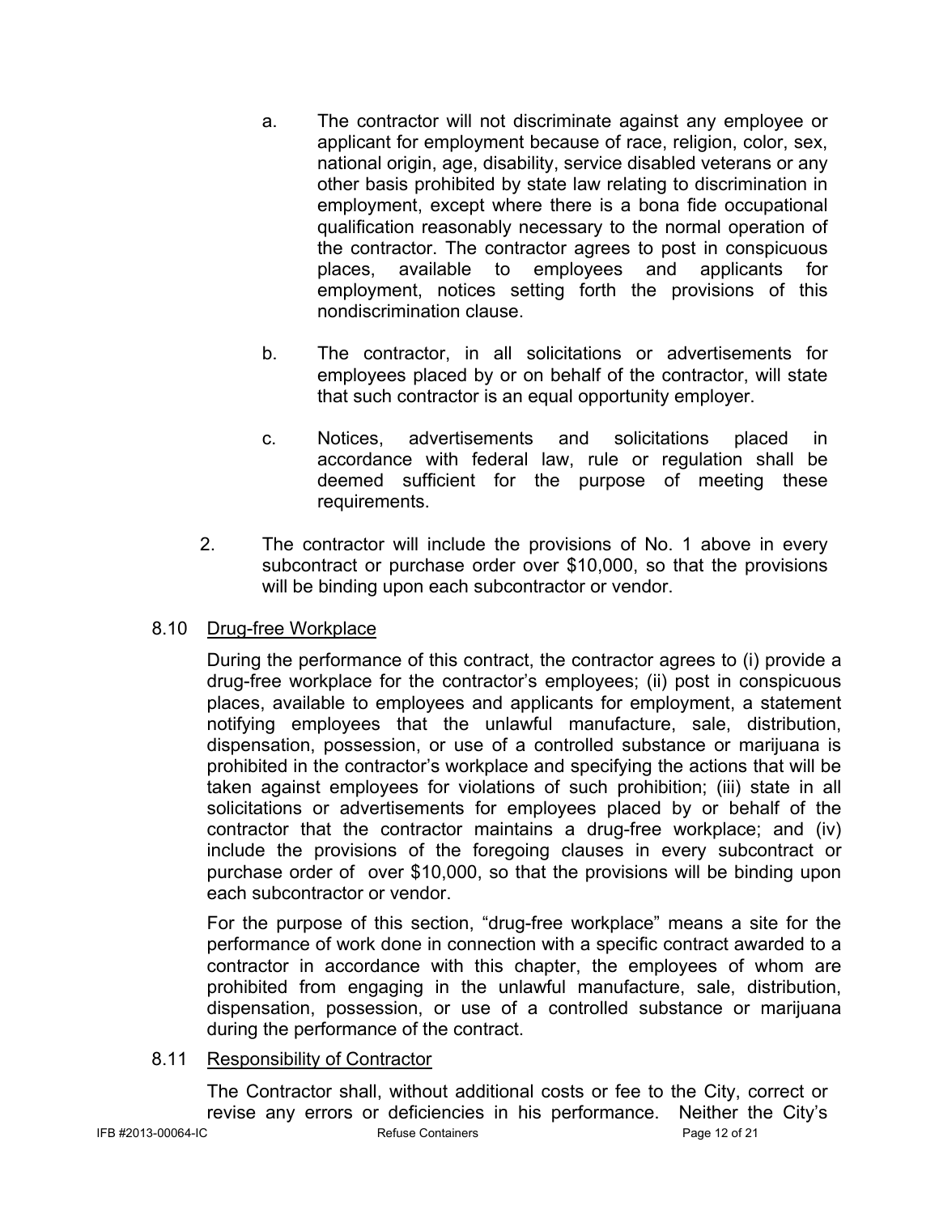a. The contractor will not discriminate against any employee or applicant for employment because of race, religion, color, sex, national origin, age, disability, service disabled veterans or any other basis prohibited by state law relating to discrimination in employment, except where there is a bona fide occupational qualification reasonably necessary to the normal operation of the contractor. The contractor agrees to post in conspicuous places, available to employees and applicants for employment, notices setting forth the provisions of this nondiscrimination clause.

b. The contractor, in all solicitations or advertisements for employees placed by or on behalf of the contractor, will state that such contractor is an equal opportunity employer.

c. Notices, advertisements and solicitations placed in accordance with federal law, rule or regulation shall be deemed sufficient for the purpose of meeting these requirements.

2. The contractor will include the provisions of No. 1 above in every subcontract or purchase order over $10,000, so that the provisions will be binding upon each subcontractor or vendor.

8.10 <u>Drug-free Workplace</u>

During the performance of this contract, the contractor agrees to (i) provide a drug-free workplace for the contractor's employees; (ii) post in conspicuous places, available to employees and applicants for employment, a statement notifying employees that the unlawful manufacture, sale, distribution, dispensation, possession, or use of a controlled substance or marijuana is prohibited in the contractor's workplace and specifying the actions that will be taken against employees for violations of such prohibition; (iii) state in all solicitations or advertisements for employees placed by or behalf of the contractor that the contractor maintains a drug-free workplace; and (iv) include the provisions of the foregoing clauses in every subcontract or purchase order of over $10,000, so that the provisions will be binding upon each subcontractor or vendor.

For the purpose of this section, "drug-free workplace" means a site for the performance of work done in connection with a specific contract awarded to a contractor in accordance with this chapter, the employees of whom are prohibited from engaging in the unlawful manufacture, sale, distribution, dispensation, possession, or use of a controlled substance or marijuana during the performance of the contract.

8.11 <u>Responsibility of Contractor</u>

The Contractor shall, without additional costs or fee to the City, correct or revise any errors or deficiencies in his performance. Neither the City's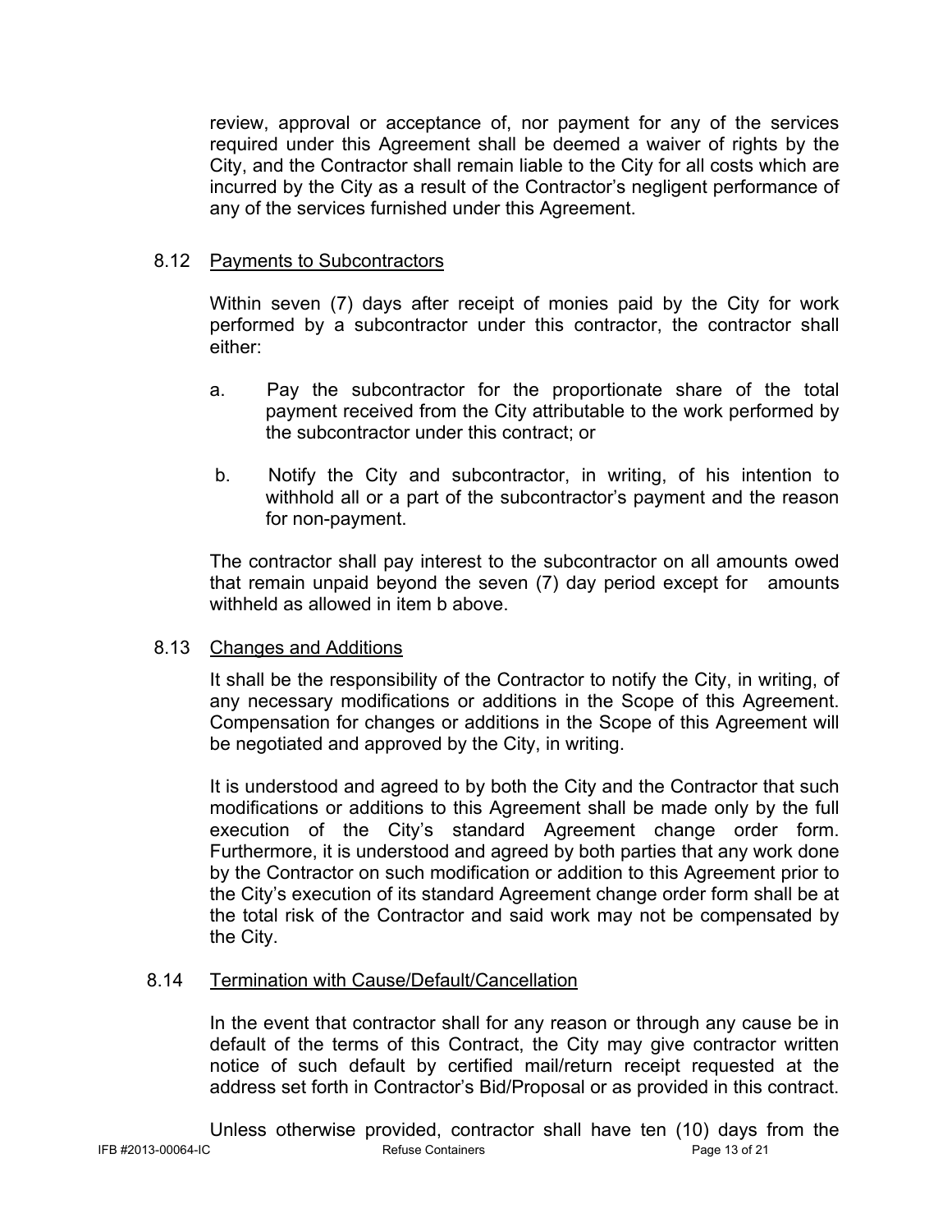review, approval or acceptance of, nor payment for any of the services required under this Agreement shall be deemed a waiver of rights by the City, and the Contractor shall remain liable to the City for all costs which are incurred by the City as a result of the Contractor's negligent performance of any of the services furnished under this Agreement.

8.12 Payments to Subcontractors

Within seven (7) days after receipt of monies paid by the City for work performed by a subcontractor under this contractor, the contractor shall either:

a. Pay the subcontractor for the proportionate share of the total payment received from the City attributable to the work performed by the subcontractor under this contract; or

b. Notify the City and subcontractor, in writing, of his intention to withhold all or a part of the subcontractor's payment and the reason for non-payment.

The contractor shall pay interest to the subcontractor on all amounts owed that remain unpaid beyond the seven (7) day period except for amounts withheld as allowed in item b above.

8.13 Changes and Additions

It shall be the responsibility of the Contractor to notify the City, in writing, of any necessary modifications or additions in the Scope of this Agreement. Compensation for changes or additions in the Scope of this Agreement will be negotiated and approved by the City, in writing.

It is understood and agreed to by both the City and the Contractor that such modifications or additions to this Agreement shall be made only by the full execution of the City's standard Agreement change order form. Furthermore, it is understood and agreed by both parties that any work done by the Contractor on such modification or addition to this Agreement prior to the City's execution of its standard Agreement change order form shall be at the total risk of the Contractor and said work may not be compensated by the City.

8.14 Termination with Cause/Default/Cancellation

In the event that contractor shall for any reason or through any cause be in default of the terms of this Contract, the City may give contractor written notice of such default by certified mail/return receipt requested at the address set forth in Contractor's Bid/Proposal or as provided in this contract.

Unless otherwise provided, contractor shall have ten (10) days from the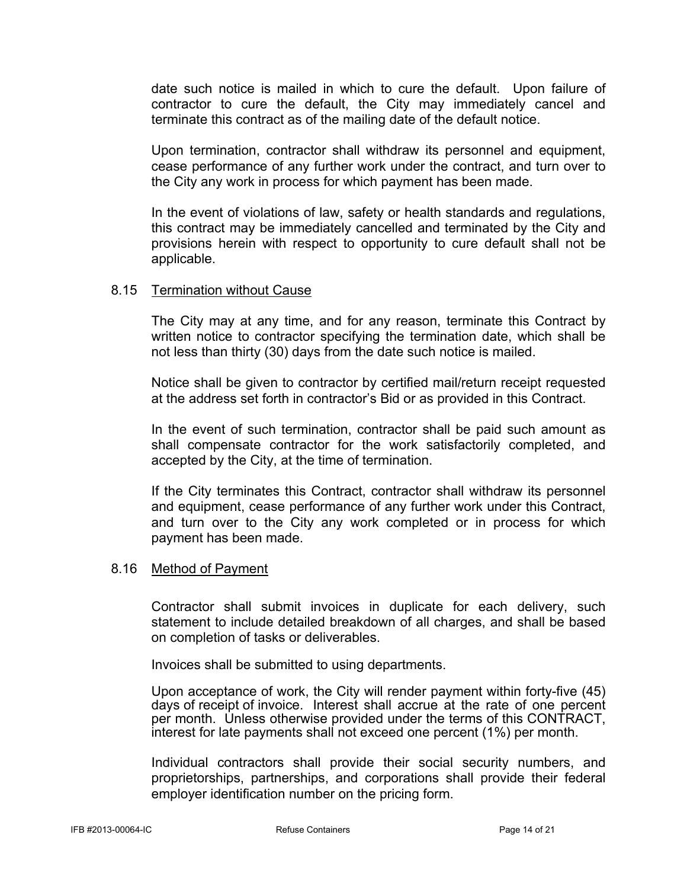date such notice is mailed in which to cure the default. Upon failure of contractor to cure the default, the City may immediately cancel and terminate this contract as of the mailing date of the default notice.

Upon termination, contractor shall withdraw its personnel and equipment, cease performance of any further work under the contract, and turn over to the City any work in process for which payment has been made.

In the event of violations of law, safety or health standards and regulations, this contract may be immediately cancelled and terminated by the City and provisions herein with respect to opportunity to cure default shall not be applicable.

### 8.15 Termination without Cause

The City may at any time, and for any reason, terminate this Contract by written notice to contractor specifying the termination date, which shall be not less than thirty (30) days from the date such notice is mailed.

Notice shall be given to contractor by certified mail/return receipt requested at the address set forth in contractor's Bid or as provided in this Contract.

In the event of such termination, contractor shall be paid such amount as shall compensate contractor for the work satisfactorily completed, and accepted by the City, at the time of termination.

If the City terminates this Contract, contractor shall withdraw its personnel and equipment, cease performance of any further work under this Contract, and turn over to the City any work completed or in process for which payment has been made.

### 8.16 Method of Payment

Contractor shall submit invoices in duplicate for each delivery, such statement to include detailed breakdown of all charges, and shall be based on completion of tasks or deliverables.

Invoices shall be submitted to using departments.

Upon acceptance of work, the City will render payment within forty-five (45) days of receipt of invoice. Interest shall accrue at the rate of one percent per month. Unless otherwise provided under the terms of this CONTRACT, interest for late payments shall not exceed one percent (1%) per month.

Individual contractors shall provide their social security numbers, and proprietorships, partnerships, and corporations shall provide their federal employer identification number on the pricing form.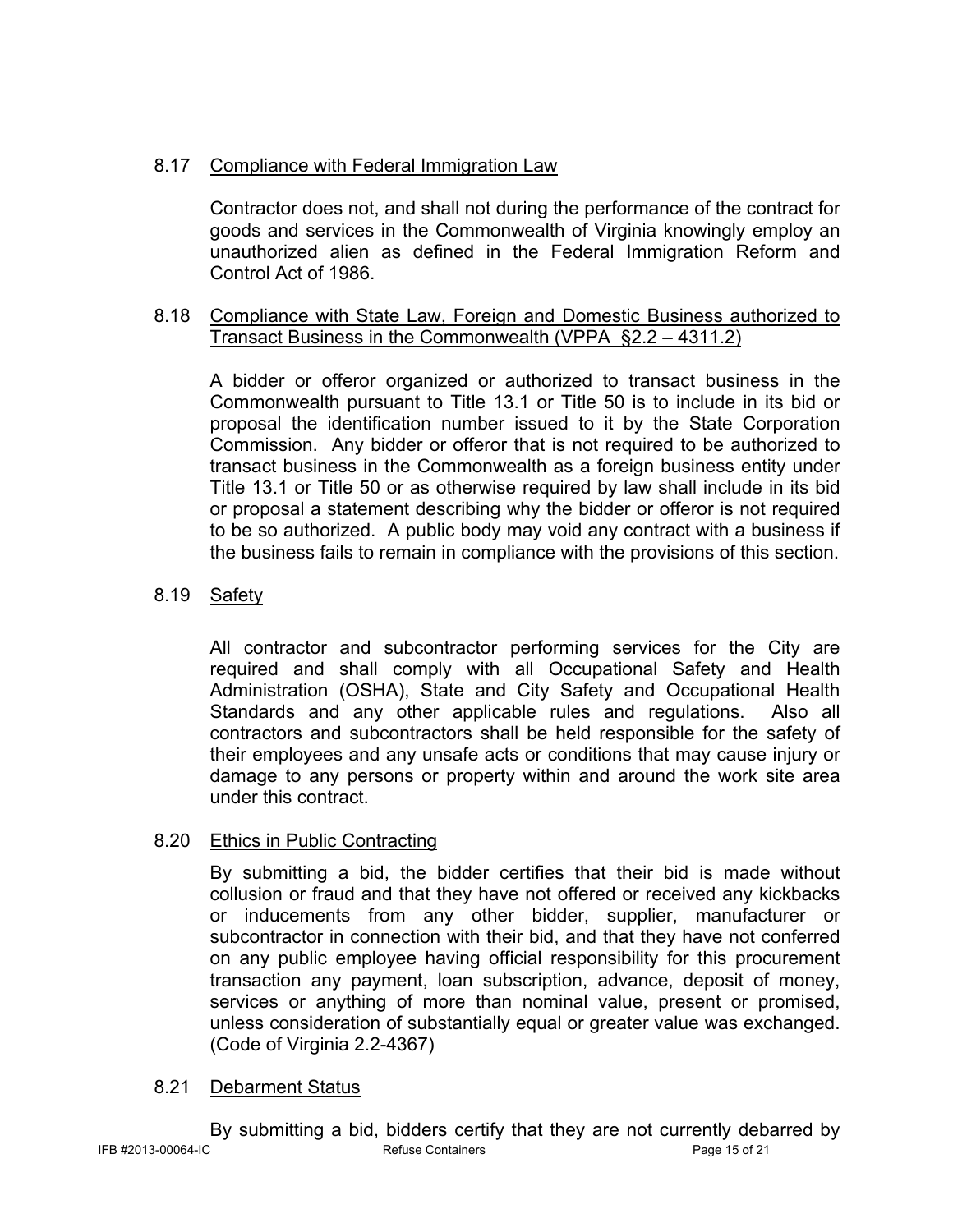### 8.17 Compliance with Federal Immigration Law

Contractor does not, and shall not during the performance of the contract for goods and services in the Commonwealth of Virginia knowingly employ an unauthorized alien as defined in the Federal Immigration Reform and Control Act of 1986.

### 8.18 Compliance with State Law, Foreign and Domestic Business authorized to Transact Business in the Commonwealth (VPPA §2.2 – 4311.2)

A bidder or offeror organized or authorized to transact business in the Commonwealth pursuant to Title 13.1 or Title 50 is to include in its bid or proposal the identification number issued to it by the State Corporation Commission. Any bidder or offeror that is not required to be authorized to transact business in the Commonwealth as a foreign business entity under Title 13.1 or Title 50 or as otherwise required by law shall include in its bid or proposal a statement describing why the bidder or offeror is not required to be so authorized. A public body may void any contract with a business if the business fails to remain in compliance with the provisions of this section.

### 8.19 Safety

All contractor and subcontractor performing services for the City are required and shall comply with all Occupational Safety and Health Administration (OSHA), State and City Safety and Occupational Health Standards and any other applicable rules and regulations. Also all contractors and subcontractors shall be held responsible for the safety of their employees and any unsafe acts or conditions that may cause injury or damage to any persons or property within and around the work site area under this contract.

### 8.20 Ethics in Public Contracting

By submitting a bid, the bidder certifies that their bid is made without collusion or fraud and that they have not offered or received any kickbacks or inducements from any other bidder, supplier, manufacturer or subcontractor in connection with their bid, and that they have not conferred on any public employee having official responsibility for this procurement transaction any payment, loan subscription, advance, deposit of money, services or anything of more than nominal value, present or promised, unless consideration of substantially equal or greater value was exchanged. (Code of Virginia 2.2-4367)

### 8.21 Debarment Status

By submitting a bid, bidders certify that they are not currently debarred by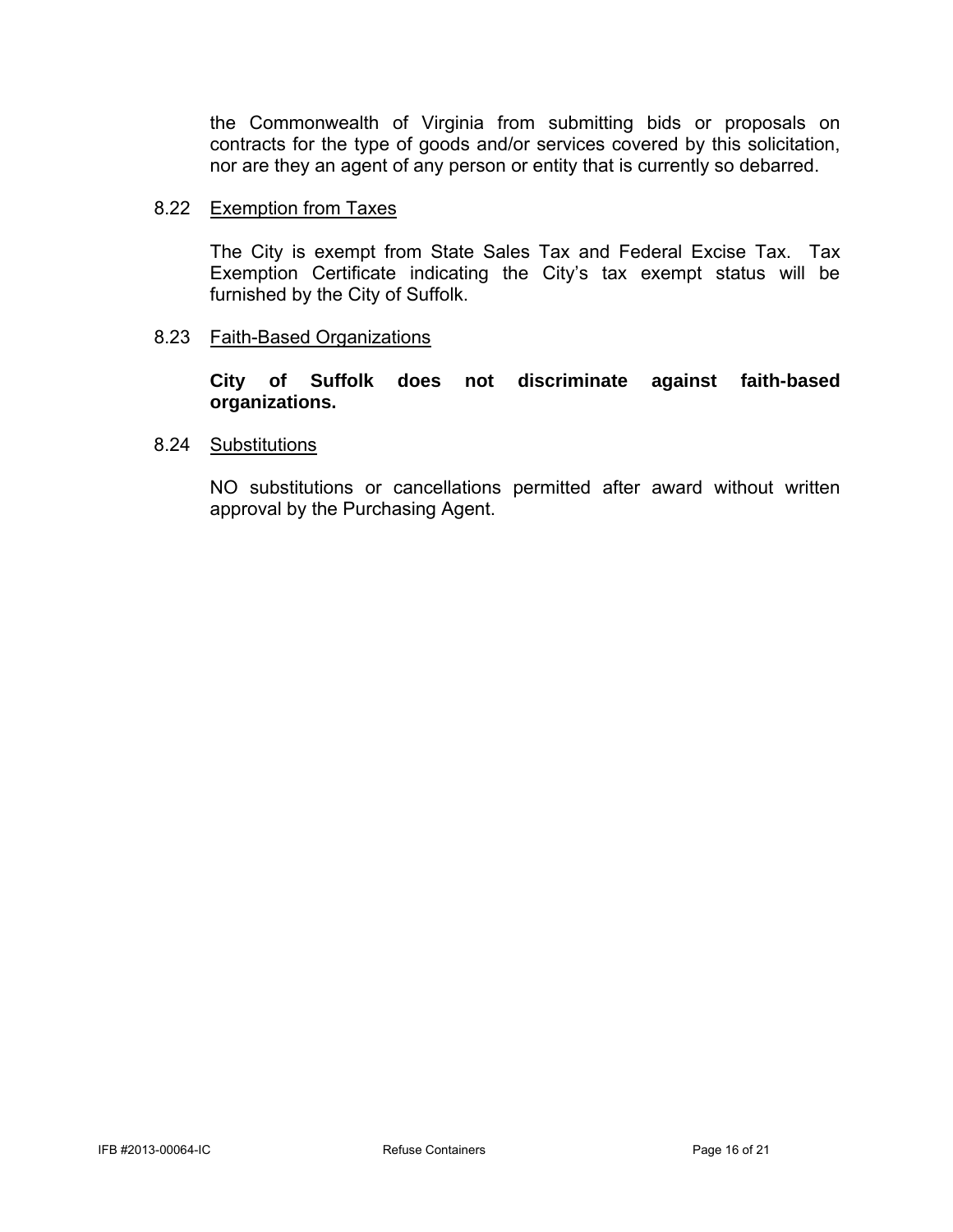the Commonwealth of Virginia from submitting bids or proposals on contracts for the type of goods and/or services covered by this solicitation, nor are they an agent of any person or entity that is currently so debarred.

### 8.22 Exemption from Taxes

The City is exempt from State Sales Tax and Federal Excise Tax. Tax Exemption Certificate indicating the City's tax exempt status will be furnished by the City of Suffolk.

### 8.23 Faith-Based Organizations

**City of Suffolk does not discriminate against faith-based organizations.**

### 8.24 Substitutions

NO substitutions or cancellations permitted after award without written approval by the Purchasing Agent.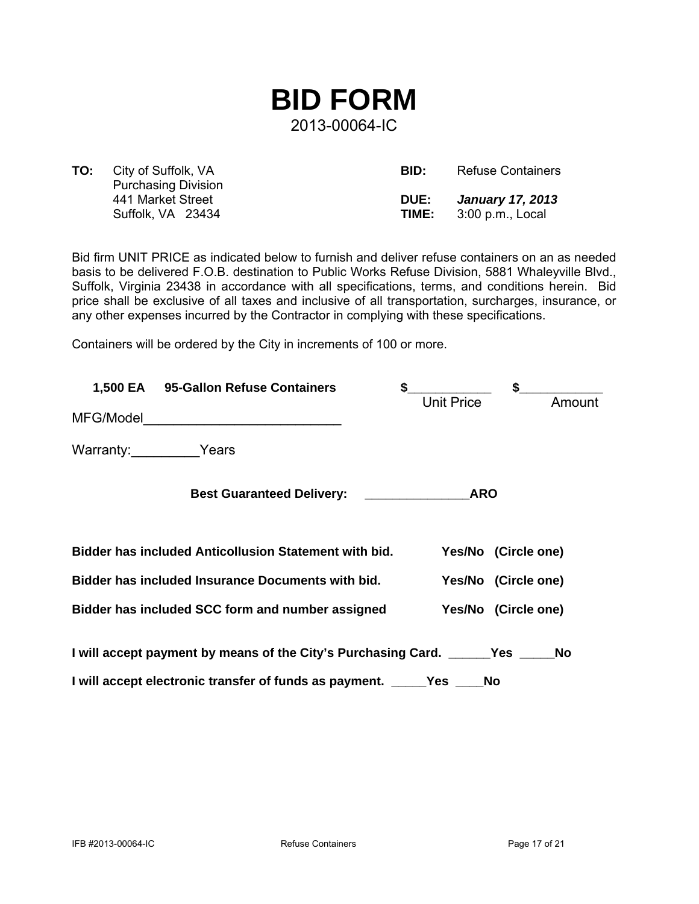# BID FORM

2013-00064-IC

| | | | |
|---|---|---|---|
| **TO:** | City of Suffolk, VA<br>Purchasing Division<br>441 Market Street<br>Suffolk, VA 23434 | **BID:**<br><br>**DUE:**<br>**TIME:** | Refuse Containers<br><br>***January 17, 2013***<br>3:00 p.m., Local |

Bid firm UNIT PRICE as indicated below to furnish and deliver refuse containers on an as needed basis to be delivered F.O.B. destination to Public Works Refuse Division, 5881 Whaleyville Blvd., Suffolk, Virginia 23438 in accordance with all specifications, terms, and conditions herein. Bid price shall be exclusive of all taxes and inclusive of all transportation, surcharges, insurance, or any other expenses incurred by the Contractor in complying with these specifications.

Containers will be ordered by the City in increments of 100 or more.

**1,500 EA 95-Gallon Refuse Containers** $___________ (Unit Price) $___________ (Amount)

MFG/Model__________________________

Warranty:_________Years

**Best Guaranteed Delivery: ______________ARO**

**Bidder has included Anticollusion Statement with bid. Yes/No (Circle one)**

**Bidder has included Insurance Documents with bid. Yes/No (Circle one)**

**Bidder has included SCC form and number assigned Yes/No (Circle one)**

**I will accept payment by means of the City's Purchasing Card. ______Yes _____No**

**I will accept electronic transfer of funds as payment. _____Yes ____No**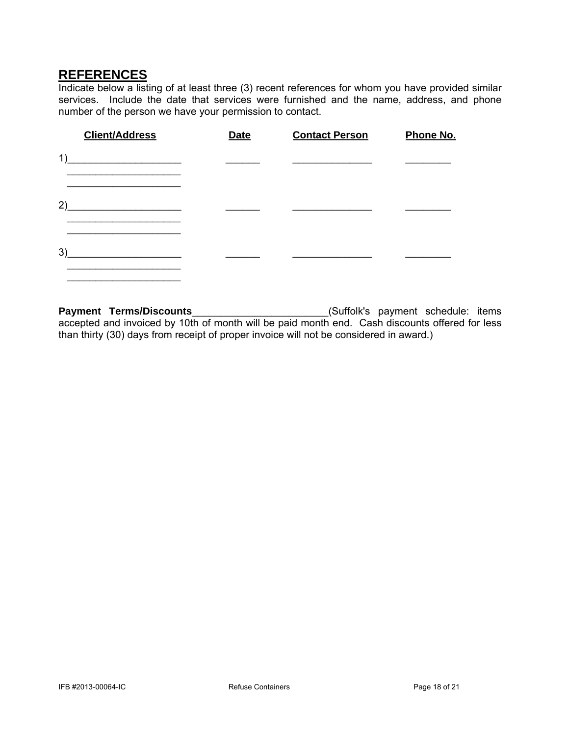## REFERENCES

Indicate below a listing of at least three (3) recent references for whom you have provided similar services. Include the date that services were furnished and the name, address, and phone number of the person we have your permission to contact.

| Client/Address | Date | Contact Person | Phone No. |
|---|---|---|---|
| 1)____________________<br>____________________<br>____________________ | ______ | ______________ | ________ |
| 2)____________________<br>____________________<br>____________________ | ______ | ______________ | ________ |
| 3)____________________<br>____________________<br>____________________ | ______ | ______________ | ________ |

**Payment Terms/Discounts**________________________(Suffolk's payment schedule: items accepted and invoiced by 10th of month will be paid month end. Cash discounts offered for less than thirty (30) days from receipt of proper invoice will not be considered in award.)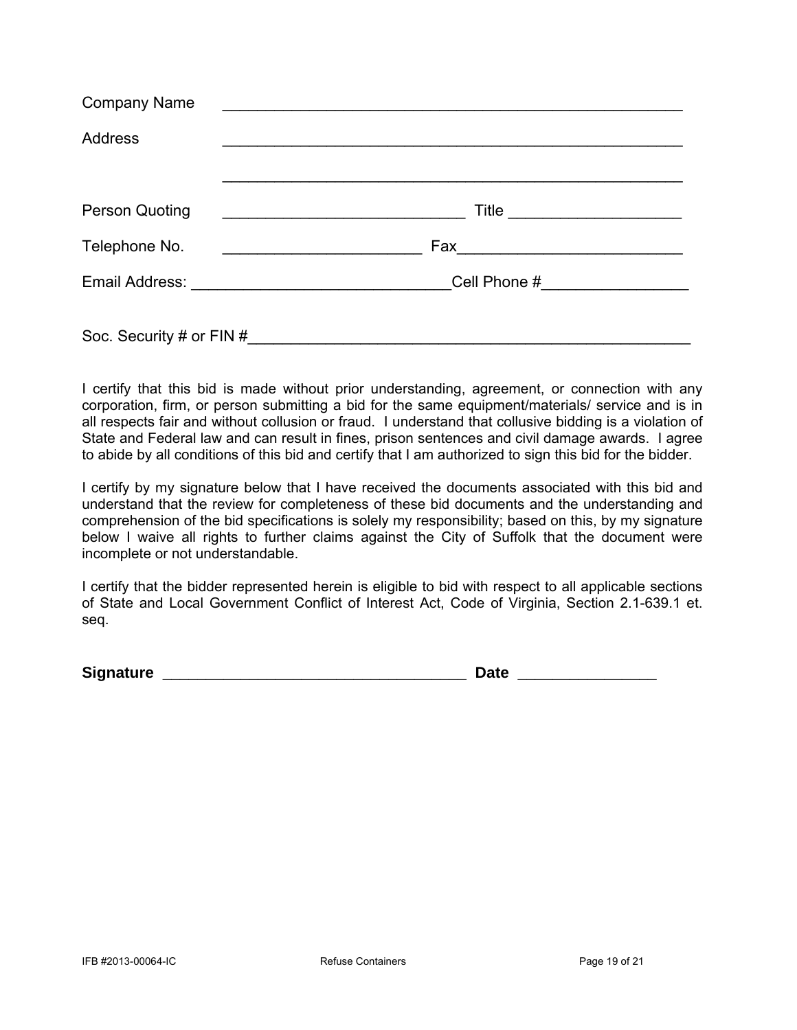Company Name ____________________________________________________

Address ____________________________________________________

____________________________________________________

Person Quoting ____________________________ Title ____________________

Telephone No. _______________________ Fax__________________________

Email Address: ______________________________Cell Phone #_________________

Soc. Security # or FIN #___________________________________________________

I certify that this bid is made without prior understanding, agreement, or connection with any corporation, firm, or person submitting a bid for the same equipment/materials/ service and is in all respects fair and without collusion or fraud. I understand that collusive bidding is a violation of State and Federal law and can result in fines, prison sentences and civil damage awards. I agree to abide by all conditions of this bid and certify that I am authorized to sign this bid for the bidder.

I certify by my signature below that I have received the documents associated with this bid and understand that the review for completeness of these bid documents and the understanding and comprehension of the bid specifications is solely my responsibility; based on this, by my signature below I waive all rights to further claims against the City of Suffolk that the document were incomplete or not understandable.

I certify that the bidder represented herein is eligible to bid with respect to all applicable sections of State and Local Government Conflict of Interest Act, Code of Virginia, Section 2.1-639.1 et. seq.

**Signature** ___________________________________ **Date** ________________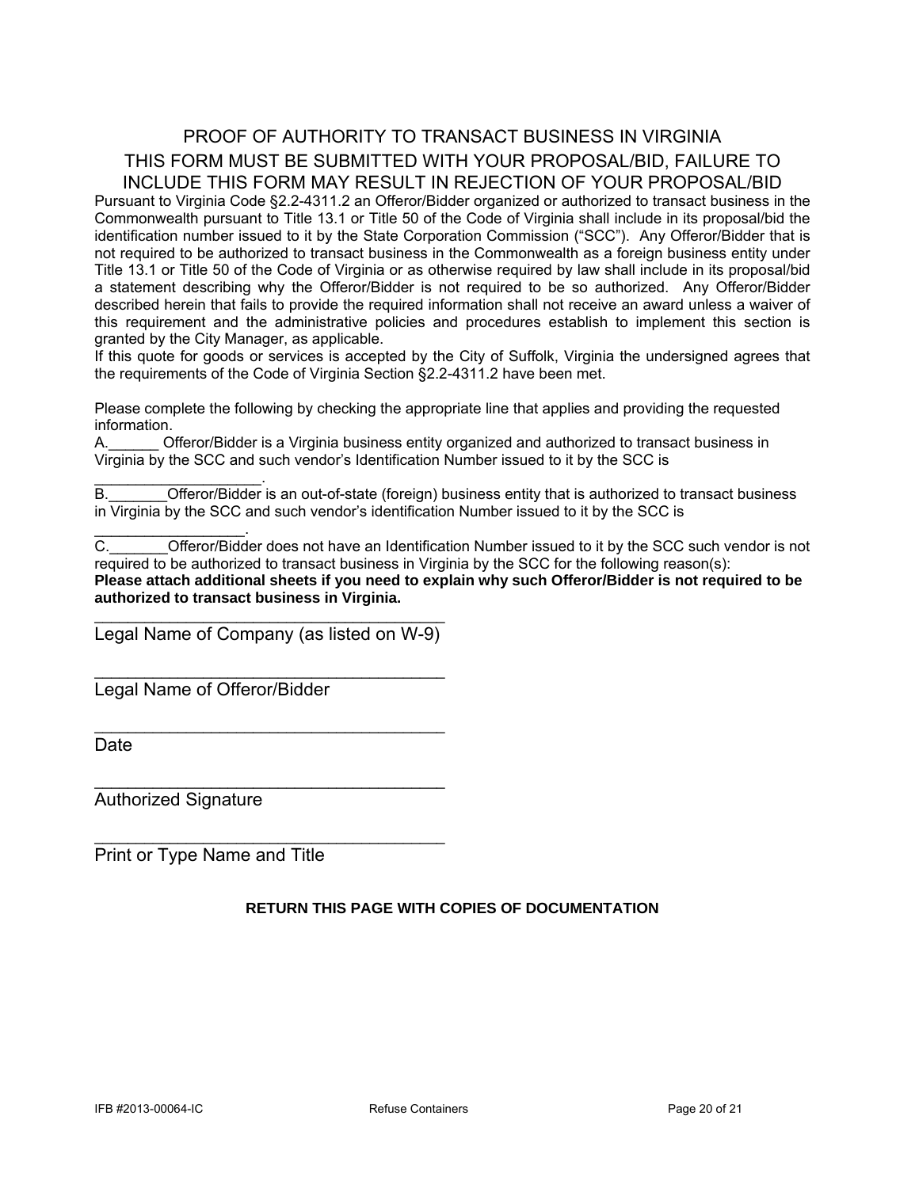# PROOF OF AUTHORITY TO TRANSACT BUSINESS IN VIRGINIA

## THIS FORM MUST BE SUBMITTED WITH YOUR PROPOSAL/BID, FAILURE TO INCLUDE THIS FORM MAY RESULT IN REJECTION OF YOUR PROPOSAL/BID

Pursuant to Virginia Code §2.2-4311.2 an Offeror/Bidder organized or authorized to transact business in the Commonwealth pursuant to Title 13.1 or Title 50 of the Code of Virginia shall include in its proposal/bid the identification number issued to it by the State Corporation Commission ("SCC"). Any Offeror/Bidder that is not required to be authorized to transact business in the Commonwealth as a foreign business entity under Title 13.1 or Title 50 of the Code of Virginia or as otherwise required by law shall include in its proposal/bid a statement describing why the Offeror/Bidder is not required to be so authorized. Any Offeror/Bidder described herein that fails to provide the required information shall not receive an award unless a waiver of this requirement and the administrative policies and procedures establish to implement this section is granted by the City Manager, as applicable.

If this quote for goods or services is accepted by the City of Suffolk, Virginia the undersigned agrees that the requirements of the Code of Virginia Section §2.2-4311.2 have been met.

Please complete the following by checking the appropriate line that applies and providing the requested information.

A.______ Offeror/Bidder is a Virginia business entity organized and authorized to transact business in Virginia by the SCC and such vendor's Identification Number issued to it by the SCC is ____________________.

B._______Offeror/Bidder is an out-of-state (foreign) business entity that is authorized to transact business in Virginia by the SCC and such vendor's identification Number issued to it by the SCC is __________________.

C._______Offeror/Bidder does not have an Identification Number issued to it by the SCC such vendor is not required to be authorized to transact business in Virginia by the SCC for the following reason(s):

**Please attach additional sheets if you need to explain why such Offeror/Bidder is not required to be authorized to transact business in Virginia.**

______________________________________
Legal Name of Company (as listed on W-9)

______________________________________
Legal Name of Offeror/Bidder

______________________________________
Date

______________________________________
Authorized Signature

______________________________________
Print or Type Name and Title

**RETURN THIS PAGE WITH COPIES OF DOCUMENTATION**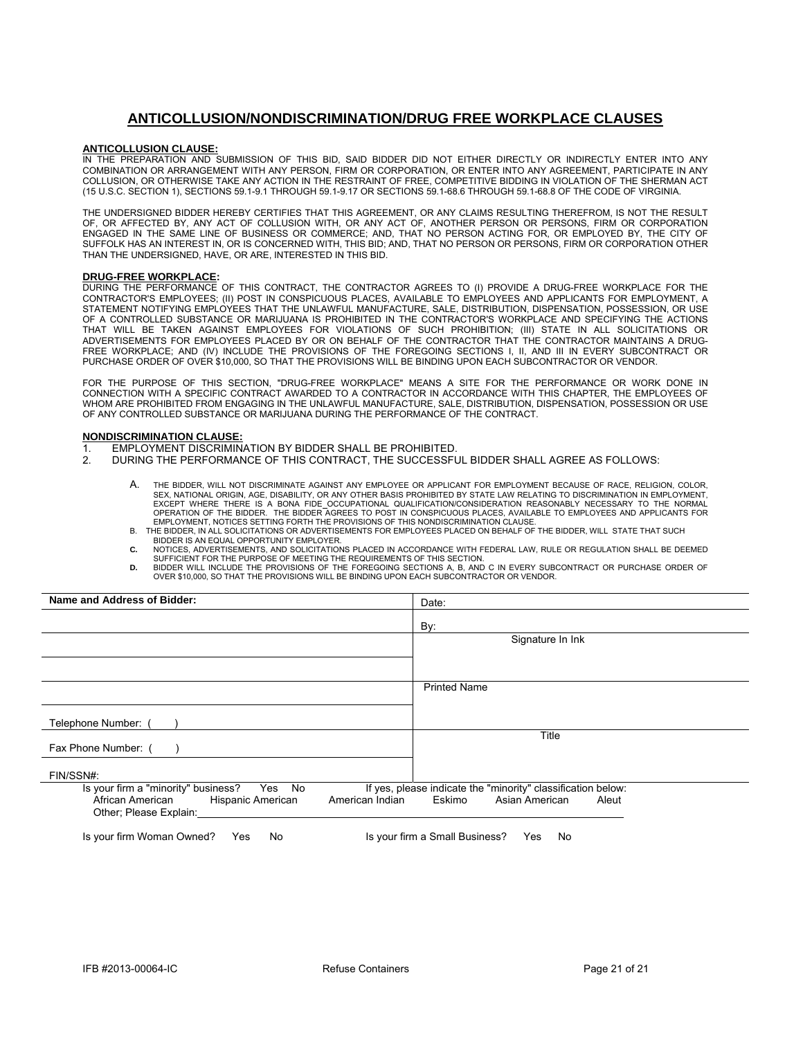# ANTICOLLUSION/NONDISCRIMINATION/DRUG FREE WORKPLACE CLAUSES

**ANTICOLLUSION CLAUSE:**

IN THE PREPARATION AND SUBMISSION OF THIS BID, SAID BIDDER DID NOT EITHER DIRECTLY OR INDIRECTLY ENTER INTO ANY COMBINATION OR ARRANGEMENT WITH ANY PERSON, FIRM OR CORPORATION, OR ENTER INTO ANY AGREEMENT, PARTICIPATE IN ANY COLLUSION, OR OTHERWISE TAKE ANY ACTION IN THE RESTRAINT OF FREE, COMPETITIVE BIDDING IN VIOLATION OF THE SHERMAN ACT (15 U.S.C. SECTION 1), SECTIONS 59.1-9.1 THROUGH 59.1-9.17 OR SECTIONS 59.1-68.6 THROUGH 59.1-68.8 OF THE CODE OF VIRGINIA.

THE UNDERSIGNED BIDDER HEREBY CERTIFIES THAT THIS AGREEMENT, OR ANY CLAIMS RESULTING THEREFROM, IS NOT THE RESULT OF, OR AFFECTED BY, ANY ACT OF COLLUSION WITH, OR ANY ACT OF, ANOTHER PERSON OR PERSONS, FIRM OR CORPORATION ENGAGED IN THE SAME LINE OF BUSINESS OR COMMERCE; AND, THAT NO PERSON ACTING FOR, OR EMPLOYED BY, THE CITY OF SUFFOLK HAS AN INTEREST IN, OR IS CONCERNED WITH, THIS BID; AND, THAT NO PERSON OR PERSONS, FIRM OR CORPORATION OTHER THAN THE UNDERSIGNED, HAVE, OR ARE, INTERESTED IN THIS BID.

**DRUG-FREE WORKPLACE:**

DURING THE PERFORMANCE OF THIS CONTRACT, THE CONTRACTOR AGREES TO (I) PROVIDE A DRUG-FREE WORKPLACE FOR THE CONTRACTOR'S EMPLOYEES; (II) POST IN CONSPICUOUS PLACES, AVAILABLE TO EMPLOYEES AND APPLICANTS FOR EMPLOYMENT, A STATEMENT NOTIFYING EMPLOYEES THAT THE UNLAWFUL MANUFACTURE, SALE, DISTRIBUTION, DISPENSATION, POSSESSION, OR USE OF A CONTROLLED SUBSTANCE OR MARIJUANA IS PROHIBITED IN THE CONTRACTOR'S WORKPLACE AND SPECIFYING THE ACTIONS THAT WILL BE TAKEN AGAINST EMPLOYEES FOR VIOLATIONS OF SUCH PROHIBITION; (III) STATE IN ALL SOLICITATIONS OR ADVERTISEMENTS FOR EMPLOYEES PLACED BY OR ON BEHALF OF THE CONTRACTOR THAT THE CONTRACTOR MAINTAINS A DRUG-FREE WORKPLACE; AND (IV) INCLUDE THE PROVISIONS OF THE FOREGOING SECTIONS I, II, AND III IN EVERY SUBCONTRACT OR PURCHASE ORDER OF OVER $10,000, SO THAT THE PROVISIONS WILL BE BINDING UPON EACH SUBCONTRACTOR OR VENDOR.

FOR THE PURPOSE OF THIS SECTION, "DRUG-FREE WORKPLACE" MEANS A SITE FOR THE PERFORMANCE OR WORK DONE IN CONNECTION WITH A SPECIFIC CONTRACT AWARDED TO A CONTRACTOR IN ACCORDANCE WITH THIS CHAPTER, THE EMPLOYEES OF WHOM ARE PROHIBITED FROM ENGAGING IN THE UNLAWFUL MANUFACTURE, SALE, DISTRIBUTION, DISPENSATION, POSSESSION OR USE OF ANY CONTROLLED SUBSTANCE OR MARIJUANA DURING THE PERFORMANCE OF THE CONTRACT.

**NONDISCRIMINATION CLAUSE:**

1. EMPLOYMENT DISCRIMINATION BY BIDDER SHALL BE PROHIBITED.
2. DURING THE PERFORMANCE OF THIS CONTRACT, THE SUCCESSFUL BIDDER SHALL AGREE AS FOLLOWS:

   A. THE BIDDER, WILL NOT DISCRIMINATE AGAINST ANY EMPLOYEE OR APPLICANT FOR EMPLOYMENT BECAUSE OF RACE, RELIGION, COLOR, SEX, NATIONAL ORIGIN, AGE, DISABILITY, OR ANY OTHER BASIS PROHIBITED BY STATE LAW RELATING TO DISCRIMINATION IN EMPLOYMENT, EXCEPT WHERE THERE IS A BONA FIDE OCCUPATIONAL QUALIFICATION/CONSIDERATION REASONABLY NECESSARY TO THE NORMAL OPERATION OF THE BIDDER. THE BIDDER AGREES TO POST IN CONSPICUOUS PLACES, AVAILABLE TO EMPLOYEES AND APPLICANTS FOR EMPLOYMENT, NOTICES SETTING FORTH THE PROVISIONS OF THIS NONDISCRIMINATION CLAUSE.

   B. THE BIDDER, IN ALL SOLICITATIONS OR ADVERTISEMENTS FOR EMPLOYEES PLACED ON BEHALF OF THE BIDDER, WILL STATE THAT SUCH BIDDER IS AN EQUAL OPPORTUNITY EMPLOYER.

   C. NOTICES, ADVERTISEMENTS, AND SOLICITATIONS PLACED IN ACCORDANCE WITH FEDERAL LAW, RULE OR REGULATION SHALL BE DEEMED SUFFICIENT FOR THE PURPOSE OF MEETING THE REQUIREMENTS OF THIS SECTION.

   D. BIDDER WILL INCLUDE THE PROVISIONS OF THE FOREGOING SECTIONS A, B, AND C IN EVERY SUBCONTRACT OR PURCHASE ORDER OF OVER $10,000, SO THAT THE PROVISIONS WILL BE BINDING UPON EACH SUBCONTRACTOR OR VENDOR.

| **Name and Address of Bidder:** | Date: |
|---|---|
| | By: |
| | Signature In Ink |
| | |
| | Printed Name |
| Telephone Number: ( ) | |
| Fax Phone Number: ( ) | Title |
| FIN/SSN#: | |

Is your firm a "minority" business? Yes No If yes, please indicate the "minority" classification below:

African American Hispanic American American Indian Eskimo Asian American Aleut

Other; Please Explain: ______________________________

Is your firm Woman Owned? Yes No Is your firm a Small Business? Yes No